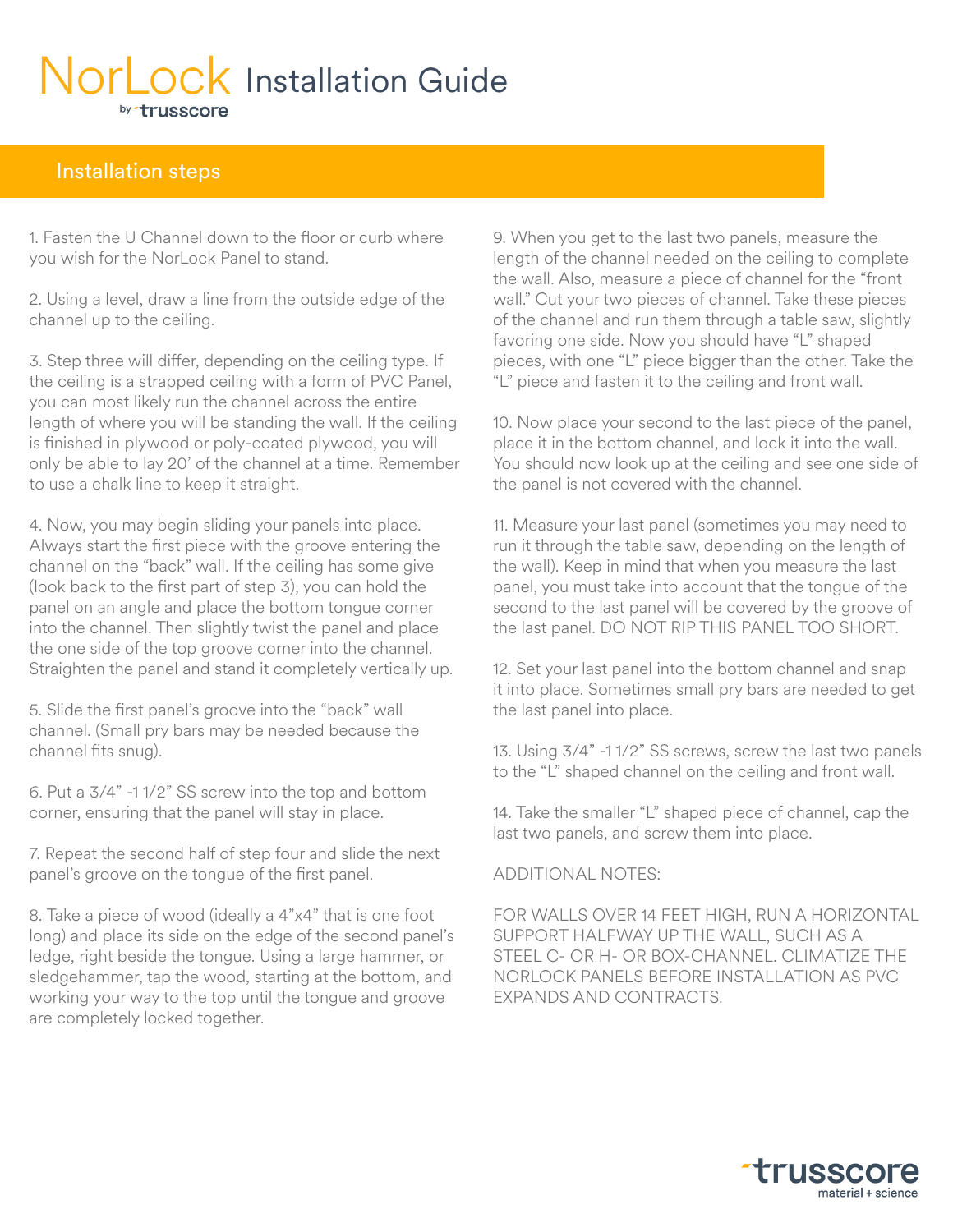# NorLock Installation Guide

by trusscore

## Installation steps

1. Fasten the U Channel down to the floor or curb where you wish for the NorLock Panel to stand.

2. Using a level, draw a line from the outside edge of the channel up to the ceiling.

3. Step three will differ, depending on the ceiling type. If the ceiling is a strapped ceiling with a form of PVC Panel, you can most likely run the channel across the entire length of where you will be standing the wall. If the ceiling is finished in plywood or poly-coated plywood, you will only be able to lay 20' of the channel at a time. Remember to use a chalk line to keep it straight.

4. Now, you may begin sliding your panels into place. Always start the first piece with the groove entering the channel on the "back" wall. If the ceiling has some give (look back to the first part of step 3), you can hold the panel on an angle and place the bottom tongue corner into the channel. Then slightly twist the panel and place the one side of the top groove corner into the channel. Straighten the panel and stand it completely vertically up.

5. Slide the first panel's groove into the "back" wall channel. (Small pry bars may be needed because the channel fits snug).

6. Put a 3/4" -1 1/2" SS screw into the top and bottom corner, ensuring that the panel will stay in place.

7. Repeat the second half of step four and slide the next panel's groove on the tongue of the first panel.

8. Take a piece of wood (ideally a 4"x4" that is one foot long) and place its side on the edge of the second panel's ledge, right beside the tongue. Using a large hammer, or sledgehammer, tap the wood, starting at the bottom, and working your way to the top until the tongue and groove are completely locked together.

9. When you get to the last two panels, measure the length of the channel needed on the ceiling to complete the wall. Also, measure a piece of channel for the "front wall." Cut your two pieces of channel. Take these pieces of the channel and run them through a table saw, slightly favoring one side. Now you should have "L" shaped pieces, with one "L" piece bigger than the other. Take the "L" piece and fasten it to the ceiling and front wall.

10. Now place your second to the last piece of the panel, place it in the bottom channel, and lock it into the wall. You should now look up at the ceiling and see one side of the panel is not covered with the channel.

11. Measure your last panel (sometimes you may need to run it through the table saw, depending on the length of the wall). Keep in mind that when you measure the last panel, you must take into account that the tongue of the second to the last panel will be covered by the groove of the last panel. DO NOT RIP THIS PANEL TOO SHORT.

12. Set your last panel into the bottom channel and snap it into place. Sometimes small pry bars are needed to get the last panel into place.

13. Using 3/4" -1 1/2" SS screws, screw the last two panels to the "L" shaped channel on the ceiling and front wall.

14. Take the smaller "L" shaped piece of channel, cap the last two panels, and screw them into place.

ADDITIONAL NOTES:

FOR WALLS OVER 14 FEET HIGH, RUN A HORIZONTAL SUPPORT HALFWAY UP THE WALL, SUCH AS A STEEL C- OR H- OR BOX-CHANNEL. CLIMATIZE THE NORLOCK PANELS BEFORE INSTALLATION AS PVC EXPANDS AND CONTRACTS.

trusscore
material + science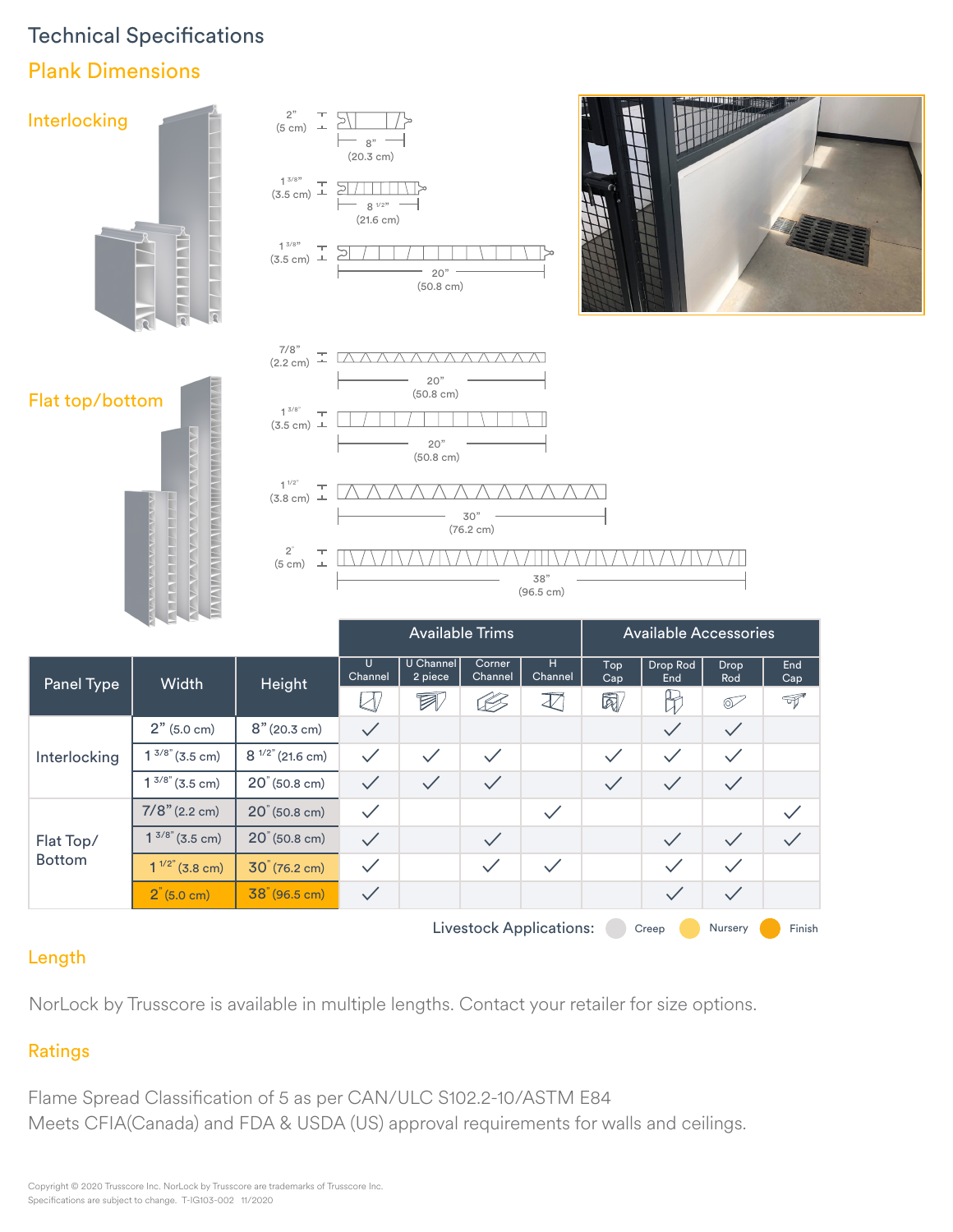# Technical Specifications

## Plank Dimensions

### Interlocking

2" (5 cm) × 8" (20.3 cm)

1 3/8" (3.5 cm) × 8 1/2" (21.6 cm)

1 3/8" (3.5 cm) × 20" (50.8 cm)

### Flat top/bottom

7/8" (2.2 cm) × 20" (50.8 cm)

1 3/8" (3.5 cm) × 20" (50.8 cm)

1 1/2" (3.8 cm) × 30" (76.2 cm)

2" (5 cm) × 38" (96.5 cm)

| | | | Available Trims | | | | Available Accessories | | | |
|---|---|---|---|---|---|---|---|---|---|---|
| Panel Type | Width | Height | U Channel | U Channel 2 piece | Corner Channel | H Channel | Top Cap | Drop Rod End | Drop Rod | End Cap |
| Interlocking | 2" (5.0 cm) | 8" (20.3 cm) | ✓ | | | | | ✓ | ✓ | |
| | 1 3/8" (3.5 cm) | 8 1/2" (21.6 cm) | ✓ | ✓ | ✓ | | ✓ | ✓ | ✓ | |
| | 1 3/8" (3.5 cm) | 20" (50.8 cm) | ✓ | ✓ | ✓ | | ✓ | ✓ | ✓ | |
| Flat Top/ Bottom | 7/8" (2.2 cm) | 20" (50.8 cm) | ✓ | | | ✓ | | | | ✓ |
| | 1 3/8" (3.5 cm) | 20" (50.8 cm) | ✓ | | ✓ | | | ✓ | ✓ | ✓ |
| | 1 1/2" (3.8 cm) | 30" (76.2 cm) | ✓ | | ✓ | ✓ | | ✓ | ✓ | |
| | 2" (5.0 cm) | 38" (96.5 cm) | ✓ | | | | | ✓ | ✓ | |

Livestock Applications: Creep, Nursery, Finish

## Length

NorLock by Trusscore is available in multiple lengths. Contact your retailer for size options.

## Ratings

Flame Spread Classification of 5 as per CAN/ULC S102.2-10/ASTM E84
Meets CFIA(Canada) and FDA & USDA (US) approval requirements for walls and ceilings.

Copyright © 2020 Trusscore Inc. NorLock by Trusscore are trademarks of Trusscore Inc.
Specifications are subject to change. T-IG103-002 11/2020